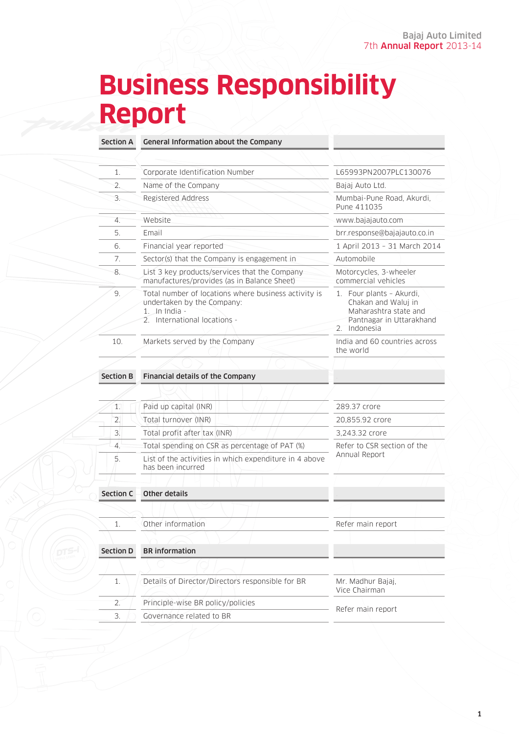# Business Responsibility Report

| Section A | General Information about the Company | |
|---|---|---|
| 1. | Corporate Identification Number | L65993PN2007PLC130076 |
| 2. | Name of the Company | Bajaj Auto Ltd. |
| 3. | Registered Address | Mumbai-Pune Road, Akurdi, Pune 411035 |
| 4. | Website | www.bajajauto.com |
| 5. | Email | brr.response@bajajauto.co.in |
| 6. | Financial year reported | 1 April 2013 – 31 March 2014 |
| 7. | Sector(s) that the Company is engagement in | Automobile |
| 8. | List 3 key products/services that the Company manufactures/provides (as in Balance Sheet) | Motorcycles, 3-wheeler commercial vehicles |
| 9. | Total number of locations where business activity is undertaken by the Company:<br>1. In India -<br>2. International locations - | 1. Four plants – Akurdi, Chakan and Waluj in Maharashtra state and Pantnagar in Uttarakhand<br>2. Indonesia |
| 10. | Markets served by the Company | India and 60 countries across the world |

| Section B | Financial details of the Company | |
|---|---|---|
| 1. | Paid up capital (INR) | 289.37 crore |
| 2. | Total turnover (INR) | 20,855.92 crore |
| 3. | Total profit after tax (INR) | 3,243.32 crore |
| 4. | Total spending on CSR as percentage of PAT (%) | Refer to CSR section of the Annual Report |
| 5. | List of the activities in which expenditure in 4 above has been incurred | |

| Section C | Other details | |
|---|---|---|
| 1. | Other information | Refer main report |

| Section D | BR information | |
|---|---|---|
| 1. | Details of Director/Directors responsible for BR | Mr. Madhur Bajaj, Vice Chairman |
| 2. | Principle-wise BR policy/policies | Refer main report |
| 3. | Governance related to BR | |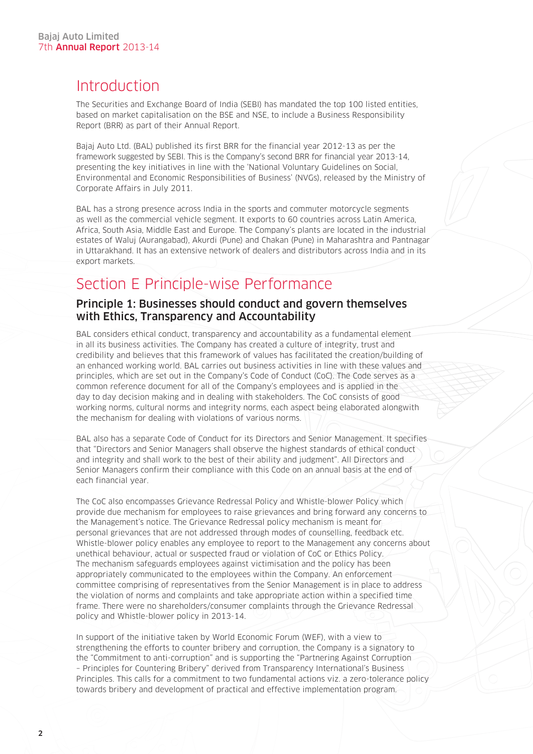# Introduction

The Securities and Exchange Board of India (SEBI) has mandated the top 100 listed entities, based on market capitalisation on the BSE and NSE, to include a Business Responsibility Report (BRR) as part of their Annual Report.

Bajaj Auto Ltd. (BAL) published its first BRR for the financial year 2012-13 as per the framework suggested by SEBI. This is the Company's second BRR for financial year 2013-14, presenting the key initiatives in line with the 'National Voluntary Guidelines on Social, Environmental and Economic Responsibilities of Business' (NVGs), released by the Ministry of Corporate Affairs in July 2011.

BAL has a strong presence across India in the sports and commuter motorcycle segments as well as the commercial vehicle segment. It exports to 60 countries across Latin America, Africa, South Asia, Middle East and Europe. The Company's plants are located in the industrial estates of Waluj (Aurangabad), Akurdi (Pune) and Chakan (Pune) in Maharashtra and Pantnagar in Uttarakhand. It has an extensive network of dealers and distributors across India and in its export markets.

# Section E Principle-wise Performance

## Principle 1: Businesses should conduct and govern themselves with Ethics, Transparency and Accountability

BAL considers ethical conduct, transparency and accountability as a fundamental element in all its business activities. The Company has created a culture of integrity, trust and credibility and believes that this framework of values has facilitated the creation/building of an enhanced working world. BAL carries out business activities in line with these values and principles, which are set out in the Company's Code of Conduct (CoC). The Code serves as a common reference document for all of the Company's employees and is applied in the day to day decision making and in dealing with stakeholders. The CoC consists of good working norms, cultural norms and integrity norms, each aspect being elaborated alongwith the mechanism for dealing with violations of various norms.

BAL also has a separate Code of Conduct for its Directors and Senior Management. It specifies that "Directors and Senior Managers shall observe the highest standards of ethical conduct and integrity and shall work to the best of their ability and judgment". All Directors and Senior Managers confirm their compliance with this Code on an annual basis at the end of each financial year.

The CoC also encompasses Grievance Redressal Policy and Whistle-blower Policy which provide due mechanism for employees to raise grievances and bring forward any concerns to the Management's notice. The Grievance Redressal policy mechanism is meant for personal grievances that are not addressed through modes of counselling, feedback etc. Whistle-blower policy enables any employee to report to the Management any concerns about unethical behaviour, actual or suspected fraud or violation of CoC or Ethics Policy. The mechanism safeguards employees against victimisation and the policy has been appropriately communicated to the employees within the Company. An enforcement committee comprising of representatives from the Senior Management is in place to address the violation of norms and complaints and take appropriate action within a specified time frame. There were no shareholders/consumer complaints through the Grievance Redressal policy and Whistle-blower policy in 2013-14.

In support of the initiative taken by World Economic Forum (WEF), with a view to strengthening the efforts to counter bribery and corruption, the Company is a signatory to the "Commitment to anti-corruption" and is supporting the "Partnering Against Corruption – Principles for Countering Bribery" derived from Transparency International's Business Principles. This calls for a commitment to two fundamental actions viz. a zero-tolerance policy towards bribery and development of practical and effective implementation program.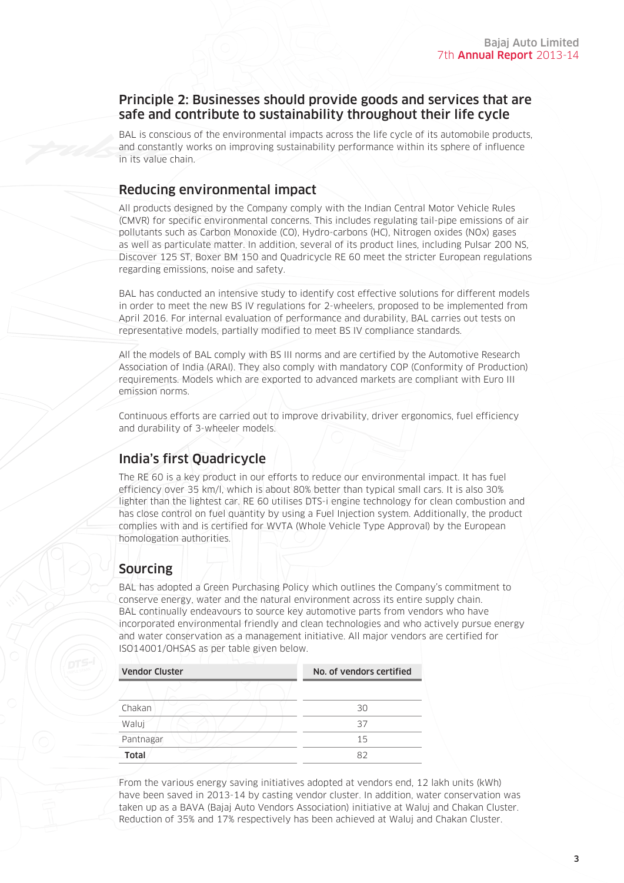## Principle 2: Businesses should provide goods and services that are safe and contribute to sustainability throughout their life cycle

BAL is conscious of the environmental impacts across the life cycle of its automobile products, and constantly works on improving sustainability performance within its sphere of influence in its value chain.

### Reducing environmental impact

All products designed by the Company comply with the Indian Central Motor Vehicle Rules (CMVR) for specific environmental concerns. This includes regulating tail-pipe emissions of air pollutants such as Carbon Monoxide (CO), Hydro-carbons (HC), Nitrogen oxides (NOx) gases as well as particulate matter. In addition, several of its product lines, including Pulsar 200 NS, Discover 125 ST, Boxer BM 150 and Quadricycle RE 60 meet the stricter European regulations regarding emissions, noise and safety.

BAL has conducted an intensive study to identify cost effective solutions for different models in order to meet the new BS IV regulations for 2-wheelers, proposed to be implemented from April 2016. For internal evaluation of performance and durability, BAL carries out tests on representative models, partially modified to meet BS IV compliance standards.

All the models of BAL comply with BS III norms and are certified by the Automotive Research Association of India (ARAI). They also comply with mandatory COP (Conformity of Production) requirements. Models which are exported to advanced markets are compliant with Euro III emission norms.

Continuous efforts are carried out to improve drivability, driver ergonomics, fuel efficiency and durability of 3-wheeler models.

### India's first Quadricycle

The RE 60 is a key product in our efforts to reduce our environmental impact. It has fuel efficiency over 35 km/l, which is about 80% better than typical small cars. It is also 30% lighter than the lightest car. RE 60 utilises DTS-i engine technology for clean combustion and has close control on fuel quantity by using a Fuel Injection system. Additionally, the product complies with and is certified for WVTA (Whole Vehicle Type Approval) by the European homologation authorities.

### Sourcing

BAL has adopted a Green Purchasing Policy which outlines the Company's commitment to conserve energy, water and the natural environment across its entire supply chain. BAL continually endeavours to source key automotive parts from vendors who have incorporated environmental friendly and clean technologies and who actively pursue energy and water conservation as a management initiative. All major vendors are certified for ISO14001/OHSAS as per table given below.

| Vendor Cluster | No. of vendors certified |
|---|---|
| Chakan | 30 |
| Waluj | 37 |
| Pantnagar | 15 |
| **Total** | 82 |

From the various energy saving initiatives adopted at vendors end, 12 lakh units (kWh) have been saved in 2013-14 by casting vendor cluster. In addition, water conservation was taken up as a BAVA (Bajaj Auto Vendors Association) initiative at Waluj and Chakan Cluster. Reduction of 35% and 17% respectively has been achieved at Waluj and Chakan Cluster.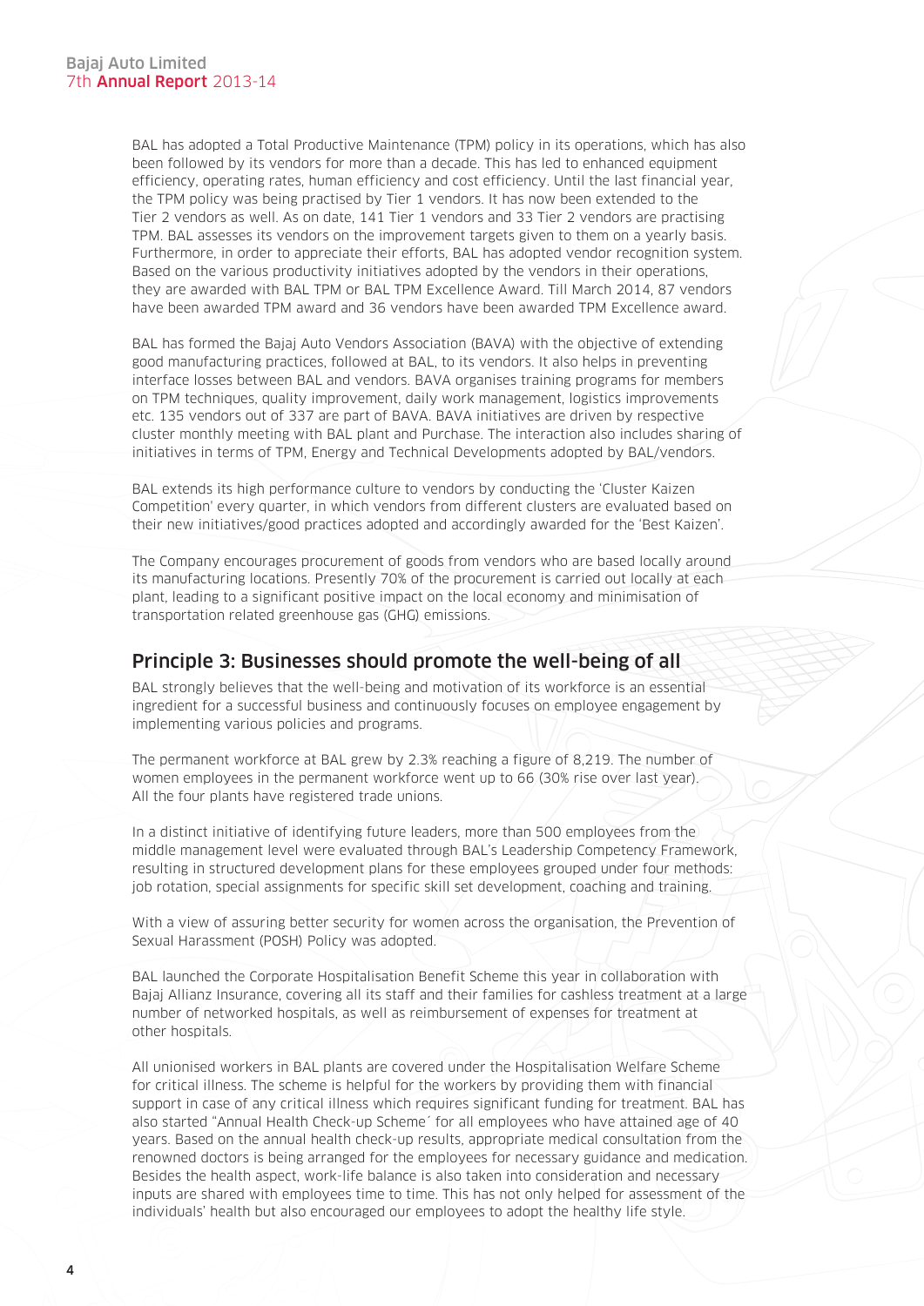BAL has adopted a Total Productive Maintenance (TPM) policy in its operations, which has also been followed by its vendors for more than a decade. This has led to enhanced equipment efficiency, operating rates, human efficiency and cost efficiency. Until the last financial year, the TPM policy was being practised by Tier 1 vendors. It has now been extended to the Tier 2 vendors as well. As on date, 141 Tier 1 vendors and 33 Tier 2 vendors are practising TPM. BAL assesses its vendors on the improvement targets given to them on a yearly basis. Furthermore, in order to appreciate their efforts, BAL has adopted vendor recognition system. Based on the various productivity initiatives adopted by the vendors in their operations, they are awarded with BAL TPM or BAL TPM Excellence Award. Till March 2014, 87 vendors have been awarded TPM award and 36 vendors have been awarded TPM Excellence award.

BAL has formed the Bajaj Auto Vendors Association (BAVA) with the objective of extending good manufacturing practices, followed at BAL, to its vendors. It also helps in preventing interface losses between BAL and vendors. BAVA organises training programs for members on TPM techniques, quality improvement, daily work management, logistics improvements etc. 135 vendors out of 337 are part of BAVA. BAVA initiatives are driven by respective cluster monthly meeting with BAL plant and Purchase. The interaction also includes sharing of initiatives in terms of TPM, Energy and Technical Developments adopted by BAL/vendors.

BAL extends its high performance culture to vendors by conducting the 'Cluster Kaizen Competition' every quarter, in which vendors from different clusters are evaluated based on their new initiatives/good practices adopted and accordingly awarded for the 'Best Kaizen'.

The Company encourages procurement of goods from vendors who are based locally around its manufacturing locations. Presently 70% of the procurement is carried out locally at each plant, leading to a significant positive impact on the local economy and minimisation of transportation related greenhouse gas (GHG) emissions.

## Principle 3: Businesses should promote the well-being of all

BAL strongly believes that the well-being and motivation of its workforce is an essential ingredient for a successful business and continuously focuses on employee engagement by implementing various policies and programs.

The permanent workforce at BAL grew by 2.3% reaching a figure of 8,219. The number of women employees in the permanent workforce went up to 66 (30% rise over last year). All the four plants have registered trade unions.

In a distinct initiative of identifying future leaders, more than 500 employees from the middle management level were evaluated through BAL's Leadership Competency Framework, resulting in structured development plans for these employees grouped under four methods: job rotation, special assignments for specific skill set development, coaching and training.

With a view of assuring better security for women across the organisation, the Prevention of Sexual Harassment (POSH) Policy was adopted.

BAL launched the Corporate Hospitalisation Benefit Scheme this year in collaboration with Bajaj Allianz Insurance, covering all its staff and their families for cashless treatment at a large number of networked hospitals, as well as reimbursement of expenses for treatment at other hospitals.

All unionised workers in BAL plants are covered under the Hospitalisation Welfare Scheme for critical illness. The scheme is helpful for the workers by providing them with financial support in case of any critical illness which requires significant funding for treatment. BAL has also started "Annual Health Check-up Scheme' for all employees who have attained age of 40 years. Based on the annual health check-up results, appropriate medical consultation from the renowned doctors is being arranged for the employees for necessary guidance and medication. Besides the health aspect, work-life balance is also taken into consideration and necessary inputs are shared with employees time to time. This has not only helped for assessment of the individuals' health but also encouraged our employees to adopt the healthy life style.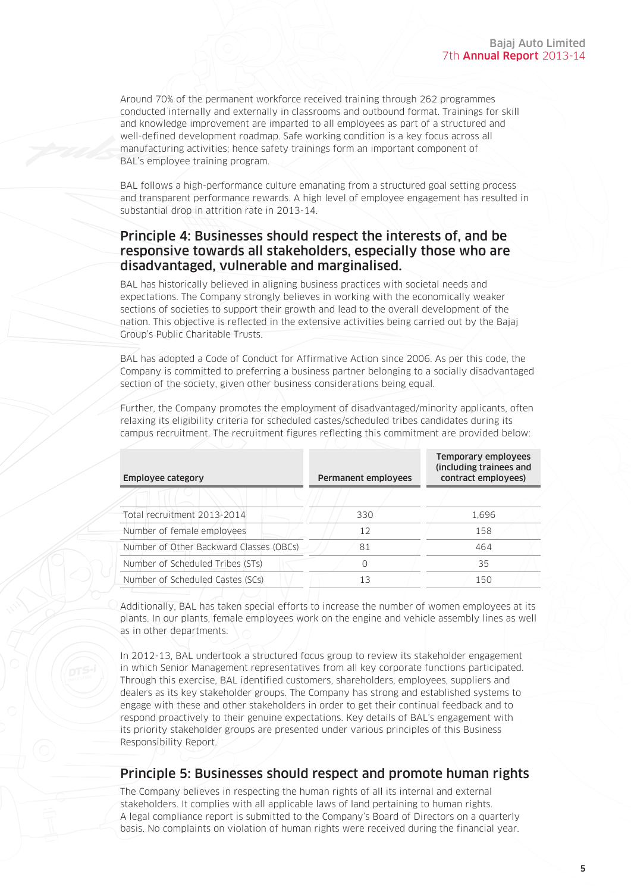Around 70% of the permanent workforce received training through 262 programmes conducted internally and externally in classrooms and outbound format. Trainings for skill and knowledge improvement are imparted to all employees as part of a structured and well-defined development roadmap. Safe working condition is a key focus across all manufacturing activities; hence safety trainings form an important component of BAL's employee training program.

BAL follows a high-performance culture emanating from a structured goal setting process and transparent performance rewards. A high level of employee engagement has resulted in substantial drop in attrition rate in 2013-14.

## Principle 4: Businesses should respect the interests of, and be responsive towards all stakeholders, especially those who are disadvantaged, vulnerable and marginalised.

BAL has historically believed in aligning business practices with societal needs and expectations. The Company strongly believes in working with the economically weaker sections of societies to support their growth and lead to the overall development of the nation. This objective is reflected in the extensive activities being carried out by the Bajaj Group's Public Charitable Trusts.

BAL has adopted a Code of Conduct for Affirmative Action since 2006. As per this code, the Company is committed to preferring a business partner belonging to a socially disadvantaged section of the society, given other business considerations being equal.

Further, the Company promotes the employment of disadvantaged/minority applicants, often relaxing its eligibility criteria for scheduled castes/scheduled tribes candidates during its campus recruitment. The recruitment figures reflecting this commitment are provided below:

| Employee category | Permanent employees | Temporary employees (including trainees and contract employees) |
|---|---|---|
| Total recruitment 2013-2014 | 330 | 1,696 |
| Number of female employees | 12 | 158 |
| Number of Other Backward Classes (OBCs) | 81 | 464 |
| Number of Scheduled Tribes (STs) | 0 | 35 |
| Number of Scheduled Castes (SCs) | 13 | 150 |

Additionally, BAL has taken special efforts to increase the number of women employees at its plants. In our plants, female employees work on the engine and vehicle assembly lines as well as in other departments.

In 2012-13, BAL undertook a structured focus group to review its stakeholder engagement in which Senior Management representatives from all key corporate functions participated. Through this exercise, BAL identified customers, shareholders, employees, suppliers and dealers as its key stakeholder groups. The Company has strong and established systems to engage with these and other stakeholders in order to get their continual feedback and to respond proactively to their genuine expectations. Key details of BAL's engagement with its priority stakeholder groups are presented under various principles of this Business Responsibility Report.

## Principle 5: Businesses should respect and promote human rights

The Company believes in respecting the human rights of all its internal and external stakeholders. It complies with all applicable laws of land pertaining to human rights. A legal compliance report is submitted to the Company's Board of Directors on a quarterly basis. No complaints on violation of human rights were received during the financial year.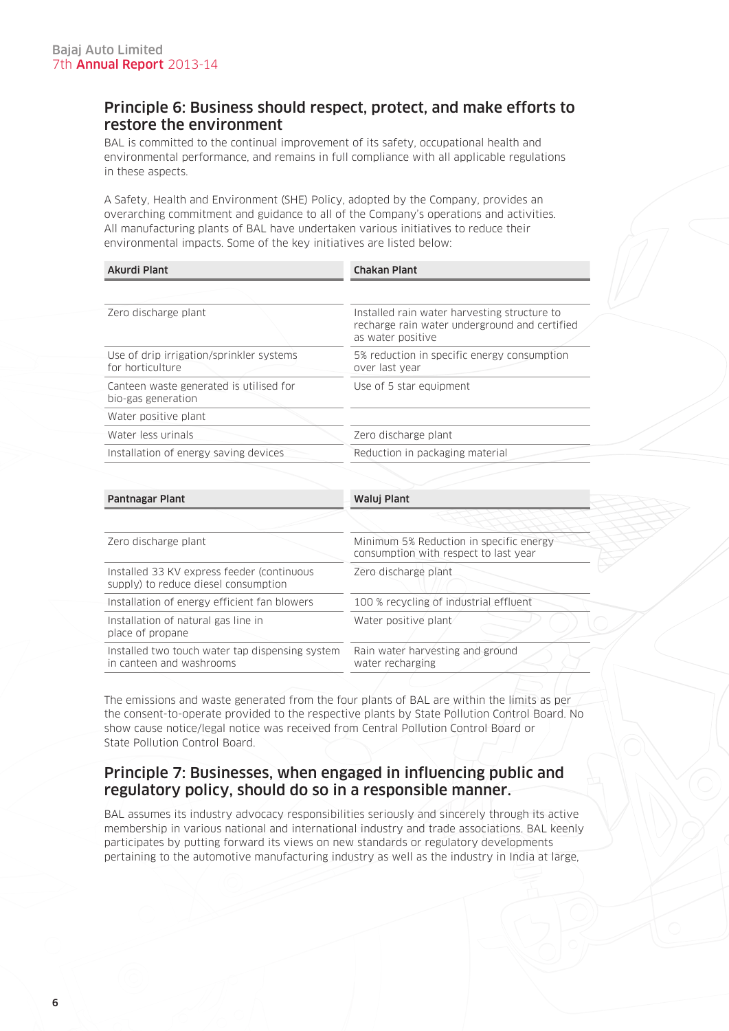## Principle 6: Business should respect, protect, and make efforts to restore the environment

BAL is committed to the continual improvement of its safety, occupational health and environmental performance, and remains in full compliance with all applicable regulations in these aspects.

A Safety, Health and Environment (SHE) Policy, adopted by the Company, provides an overarching commitment and guidance to all of the Company's operations and activities. All manufacturing plants of BAL have undertaken various initiatives to reduce their environmental impacts. Some of the key initiatives are listed below:

| Akurdi Plant | Chakan Plant |
|---|---|
| Zero discharge plant | Installed rain water harvesting structure to recharge rain water underground and certified as water positive |
| Use of drip irrigation/sprinkler systems for horticulture | 5% reduction in specific energy consumption over last year |
| Canteen waste generated is utilised for bio-gas generation | Use of 5 star equipment |
| Water positive plant | |
| Water less urinals | Zero discharge plant |
| Installation of energy saving devices | Reduction in packaging material |

| Pantnagar Plant | Waluj Plant |
|---|---|
| Zero discharge plant | Minimum 5% Reduction in specific energy consumption with respect to last year |
| Installed 33 KV express feeder (continuous supply) to reduce diesel consumption | Zero discharge plant |
| Installation of energy efficient fan blowers | 100 % recycling of industrial effluent |
| Installation of natural gas line in place of propane | Water positive plant |
| Installed two touch water tap dispensing system in canteen and washrooms | Rain water harvesting and ground water recharging |

The emissions and waste generated from the four plants of BAL are within the limits as per the consent-to-operate provided to the respective plants by State Pollution Control Board. No show cause notice/legal notice was received from Central Pollution Control Board or State Pollution Control Board.

## Principle 7: Businesses, when engaged in influencing public and regulatory policy, should do so in a responsible manner.

BAL assumes its industry advocacy responsibilities seriously and sincerely through its active membership in various national and international industry and trade associations. BAL keenly participates by putting forward its views on new standards or regulatory developments pertaining to the automotive manufacturing industry as well as the industry in India at large,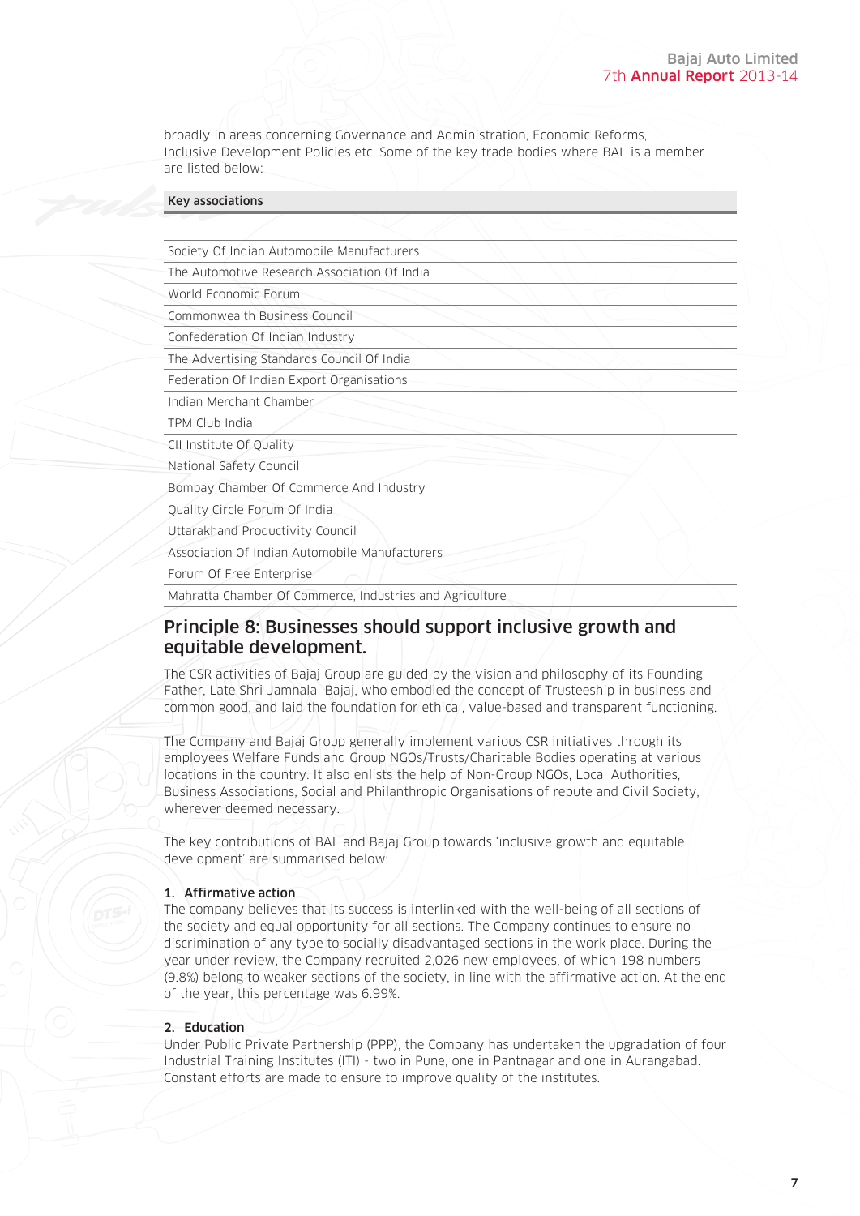broadly in areas concerning Governance and Administration, Economic Reforms, Inclusive Development Policies etc. Some of the key trade bodies where BAL is a member are listed below:

| Key associations |
|---|
| Society Of Indian Automobile Manufacturers |
| The Automotive Research Association Of India |
| World Economic Forum |
| Commonwealth Business Council |
| Confederation Of Indian Industry |
| The Advertising Standards Council Of India |
| Federation Of Indian Export Organisations |
| Indian Merchant Chamber |
| TPM Club India |
| CII Institute Of Quality |
| National Safety Council |
| Bombay Chamber Of Commerce And Industry |
| Quality Circle Forum Of India |
| Uttarakhand Productivity Council |
| Association Of Indian Automobile Manufacturers |
| Forum Of Free Enterprise |
| Mahratta Chamber Of Commerce, Industries and Agriculture |

## Principle 8: Businesses should support inclusive growth and equitable development.

The CSR activities of Bajaj Group are guided by the vision and philosophy of its Founding Father, Late Shri Jamnalal Bajaj, who embodied the concept of Trusteeship in business and common good, and laid the foundation for ethical, value-based and transparent functioning.

The Company and Bajaj Group generally implement various CSR initiatives through its employees Welfare Funds and Group NGOs/Trusts/Charitable Bodies operating at various locations in the country. It also enlists the help of Non-Group NGOs, Local Authorities, Business Associations, Social and Philanthropic Organisations of repute and Civil Society, wherever deemed necessary.

The key contributions of BAL and Bajaj Group towards 'inclusive growth and equitable development' are summarised below:

### 1. Affirmative action

The company believes that its success is interlinked with the well-being of all sections of the society and equal opportunity for all sections. The Company continues to ensure no discrimination of any type to socially disadvantaged sections in the work place. During the year under review, the Company recruited 2,026 new employees, of which 198 numbers (9.8%) belong to weaker sections of the society, in line with the affirmative action. At the end of the year, this percentage was 6.99%.

### 2. Education

Under Public Private Partnership (PPP), the Company has undertaken the upgradation of four Industrial Training Institutes (ITI) - two in Pune, one in Pantnagar and one in Aurangabad. Constant efforts are made to ensure to improve quality of the institutes.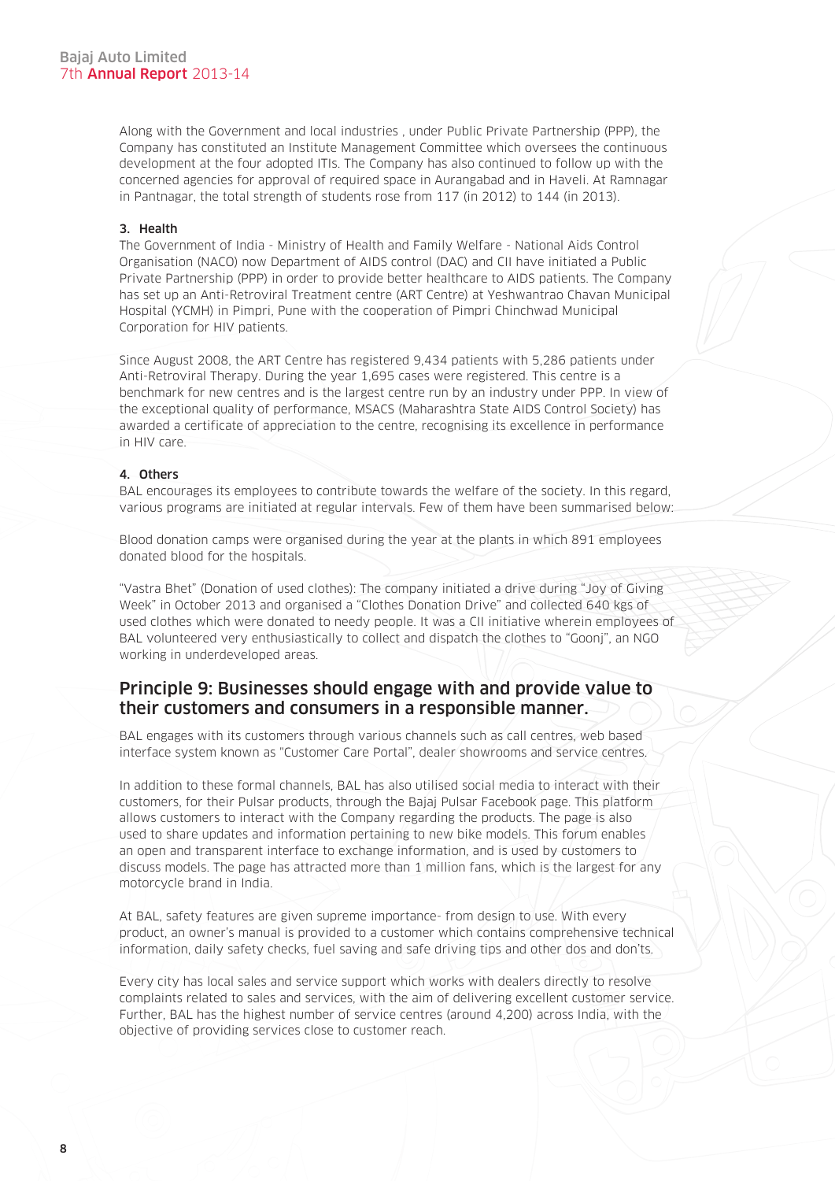Along with the Government and local industries , under Public Private Partnership (PPP), the Company has constituted an Institute Management Committee which oversees the continuous development at the four adopted ITIs. The Company has also continued to follow up with the concerned agencies for approval of required space in Aurangabad and in Haveli. At Ramnagar in Pantnagar, the total strength of students rose from 117 (in 2012) to 144 (in 2013).

#### 3. Health

The Government of India - Ministry of Health and Family Welfare - National Aids Control Organisation (NACO) now Department of AIDS control (DAC) and CII have initiated a Public Private Partnership (PPP) in order to provide better healthcare to AIDS patients. The Company has set up an Anti-Retroviral Treatment centre (ART Centre) at Yeshwantrao Chavan Municipal Hospital (YCMH) in Pimpri, Pune with the cooperation of Pimpri Chinchwad Municipal Corporation for HIV patients.

Since August 2008, the ART Centre has registered 9,434 patients with 5,286 patients under Anti-Retroviral Therapy. During the year 1,695 cases were registered. This centre is a benchmark for new centres and is the largest centre run by an industry under PPP. In view of the exceptional quality of performance, MSACS (Maharashtra State AIDS Control Society) has awarded a certificate of appreciation to the centre, recognising its excellence in performance in HIV care.

#### 4. Others

BAL encourages its employees to contribute towards the welfare of the society. In this regard, various programs are initiated at regular intervals. Few of them have been summarised below:

Blood donation camps were organised during the year at the plants in which 891 employees donated blood for the hospitals.

"Vastra Bhet" (Donation of used clothes): The company initiated a drive during "Joy of Giving Week" in October 2013 and organised a "Clothes Donation Drive" and collected 640 kgs of used clothes which were donated to needy people. It was a CII initiative wherein employees of BAL volunteered very enthusiastically to collect and dispatch the clothes to "Goonj", an NGO working in underdeveloped areas.

## Principle 9: Businesses should engage with and provide value to their customers and consumers in a responsible manner.

BAL engages with its customers through various channels such as call centres, web based interface system known as "Customer Care Portal", dealer showrooms and service centres.

In addition to these formal channels, BAL has also utilised social media to interact with their customers, for their Pulsar products, through the Bajaj Pulsar Facebook page. This platform allows customers to interact with the Company regarding the products. The page is also used to share updates and information pertaining to new bike models. This forum enables an open and transparent interface to exchange information, and is used by customers to discuss models. The page has attracted more than 1 million fans, which is the largest for any motorcycle brand in India.

At BAL, safety features are given supreme importance- from design to use. With every product, an owner's manual is provided to a customer which contains comprehensive technical information, daily safety checks, fuel saving and safe driving tips and other dos and don'ts.

Every city has local sales and service support which works with dealers directly to resolve complaints related to sales and services, with the aim of delivering excellent customer service. Further, BAL has the highest number of service centres (around 4,200) across India, with the objective of providing services close to customer reach.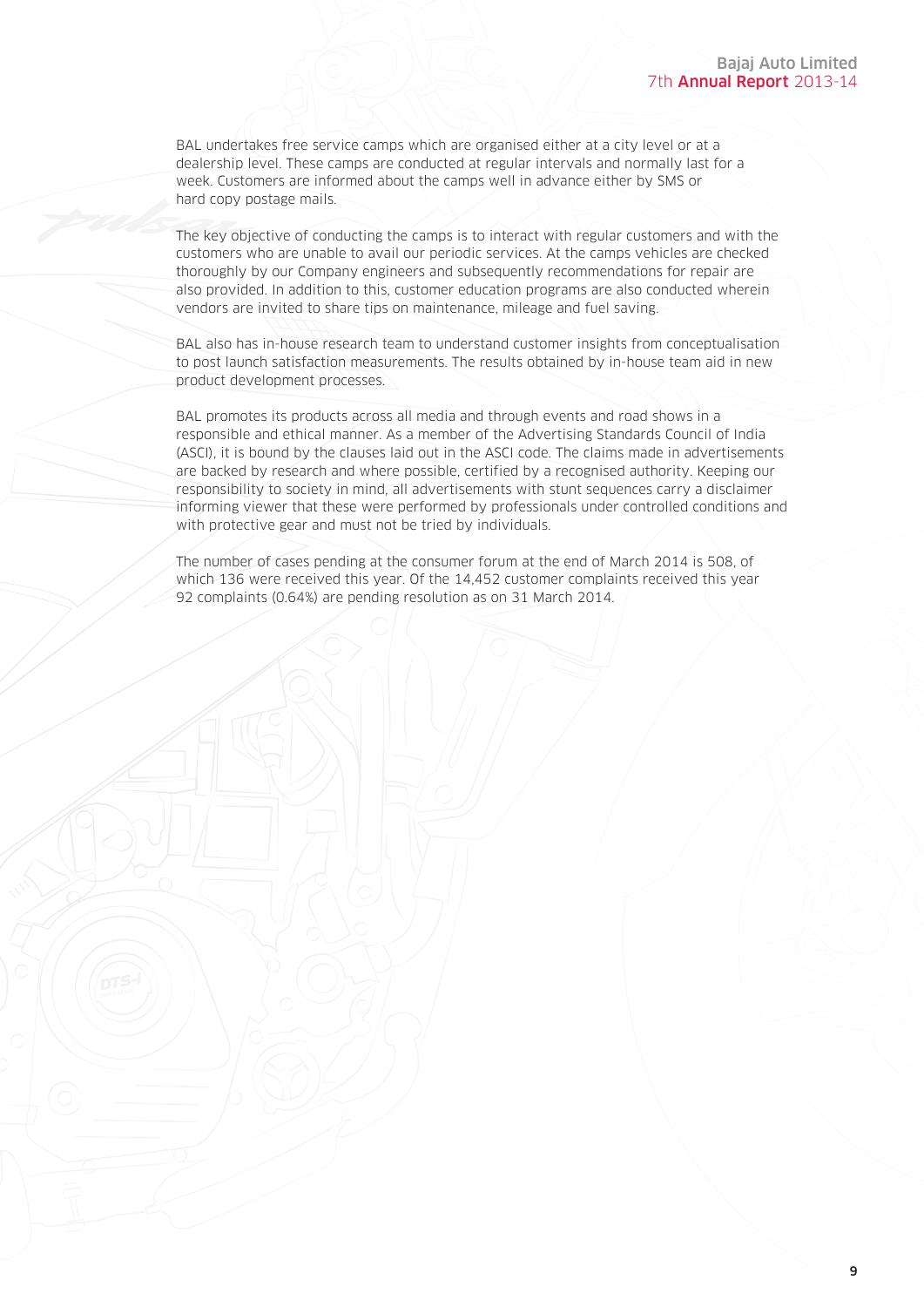BAL undertakes free service camps which are organised either at a city level or at a dealership level. These camps are conducted at regular intervals and normally last for a week. Customers are informed about the camps well in advance either by SMS or hard copy postage mails.

The key objective of conducting the camps is to interact with regular customers and with the customers who are unable to avail our periodic services. At the camps vehicles are checked thoroughly by our Company engineers and subsequently recommendations for repair are also provided. In addition to this, customer education programs are also conducted wherein vendors are invited to share tips on maintenance, mileage and fuel saving.

BAL also has in-house research team to understand customer insights from conceptualisation to post launch satisfaction measurements. The results obtained by in-house team aid in new product development processes.

BAL promotes its products across all media and through events and road shows in a responsible and ethical manner. As a member of the Advertising Standards Council of India (ASCI), it is bound by the clauses laid out in the ASCI code. The claims made in advertisements are backed by research and where possible, certified by a recognised authority. Keeping our responsibility to society in mind, all advertisements with stunt sequences carry a disclaimer informing viewer that these were performed by professionals under controlled conditions and with protective gear and must not be tried by individuals.

The number of cases pending at the consumer forum at the end of March 2014 is 508, of which 136 were received this year. Of the 14,452 customer complaints received this year 92 complaints (0.64%) are pending resolution as on 31 March 2014.